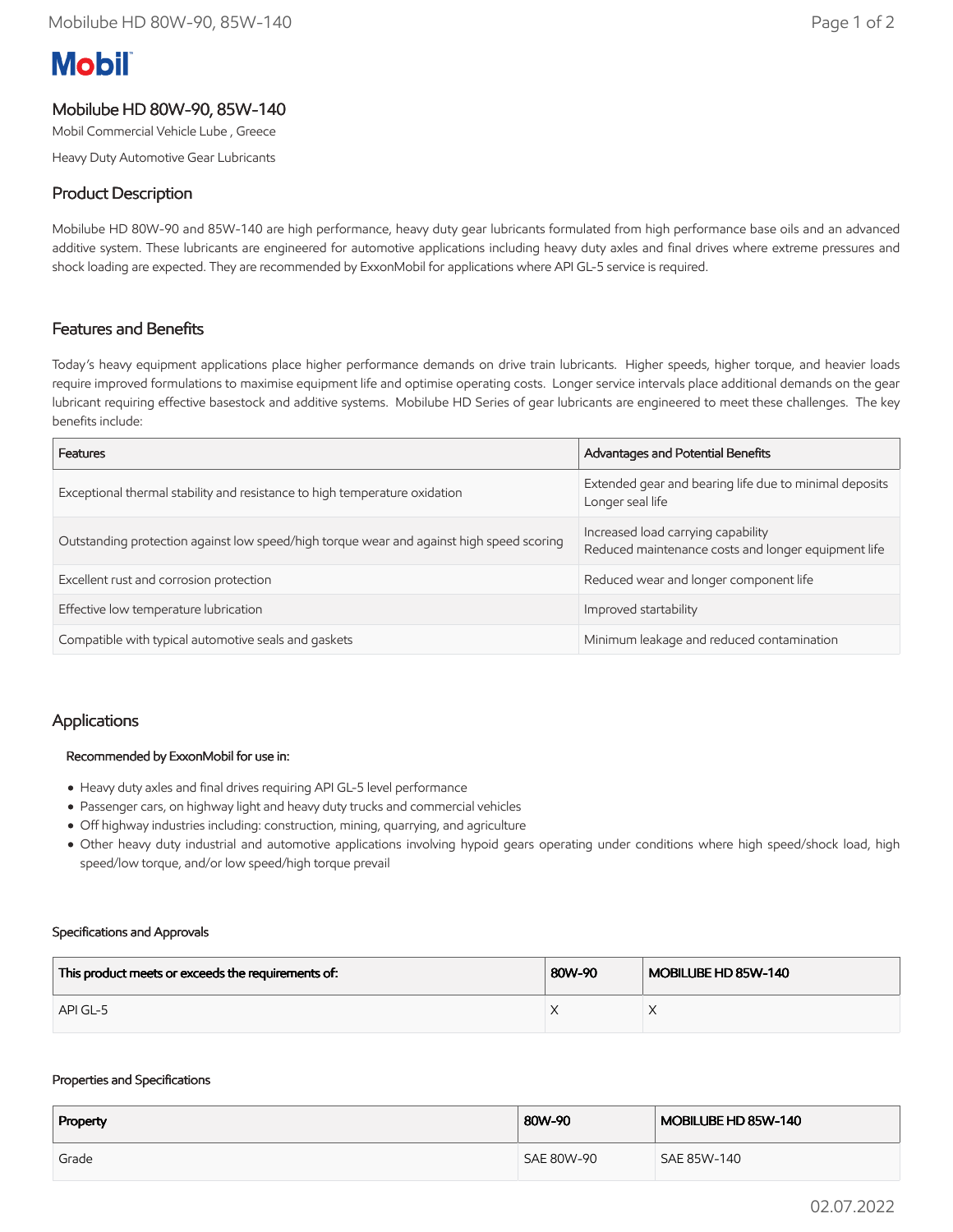# Mobilube HD 80W-90, 85W-140

Mobil Commercial Vehicle Lube , Greece

Heavy Duty Automotive Gear Lubricants

## Product Description

Mobilube HD 80W-90 and 85W-140 are high performance, heavy duty gear lubricants formulated from high performance base oils and an advanced additive system. These lubricants are engineered for automotive applications including heavy duty axles and final drives where extreme pressures and shock loading are expected. They are recommended by ExxonMobil for applications where API GL-5 service is required.

## Features and Benefits

Today's heavy equipment applications place higher performance demands on drive train lubricants. Higher speeds, higher torque, and heavier loads require improved formulations to maximise equipment life and optimise operating costs. Longer service intervals place additional demands on the gear lubricant requiring effective basestock and additive systems. Mobilube HD Series of gear lubricants are engineered to meet these challenges. The key benefits include:

| Features | Advantages and Potential Benefits |
| --- | --- |
| Exceptional thermal stability and resistance to high temperature oxidation | Extended gear and bearing life due to minimal deposits<br>Longer seal life |
| Outstanding protection against low speed/high torque wear and against high speed scoring | Increased load carrying capability<br>Reduced maintenance costs and longer equipment life |
| Excellent rust and corrosion protection | Reduced wear and longer component life |
| Effective low temperature lubrication | Improved startability |
| Compatible with typical automotive seals and gaskets | Minimum leakage and reduced contamination |

## Applications

**Recommended by ExxonMobil for use in:**

- Heavy duty axles and final drives requiring API GL-5 level performance
- Passenger cars, on highway light and heavy duty trucks and commercial vehicles
- Off highway industries including: construction, mining, quarrying, and agriculture
- Other heavy duty industrial and automotive applications involving hypoid gears operating under conditions where high speed/shock load, high speed/low torque, and/or low speed/high torque prevail

#### Specifications and Approvals

| This product meets or exceeds the requirements of: | 80W-90 | MOBILUBE HD 85W-140 |
| --- | --- | --- |
| API GL-5 | X | X |

#### Properties and Specifications

| Property | 80W-90 | MOBILUBE HD 85W-140 |
| --- | --- | --- |
| Grade | SAE 80W-90 | SAE 85W-140 |

02.07.2022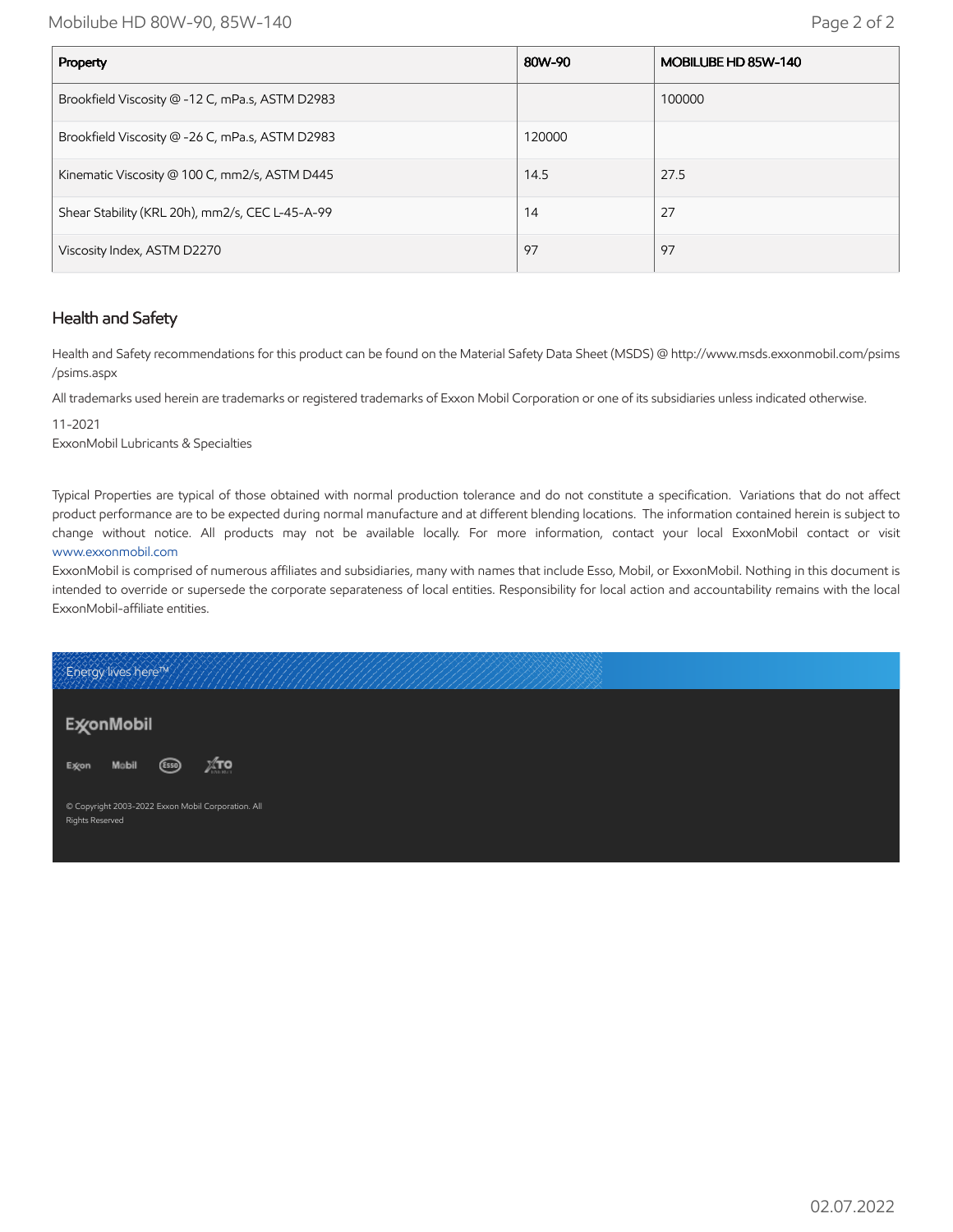| Property | 80W-90 | MOBILUBE HD 85W-140 |
| --- | --- | --- |
| Brookfield Viscosity @ -12 C, mPa.s, ASTM D2983 | | 100000 |
| Brookfield Viscosity @ -26 C, mPa.s, ASTM D2983 | 120000 | |
| Kinematic Viscosity @ 100 C, mm2/s, ASTM D445 | 14.5 | 27.5 |
| Shear Stability (KRL 20h), mm2/s, CEC L-45-A-99 | 14 | 27 |
| Viscosity Index, ASTM D2270 | 97 | 97 |

## Health and Safety

Health and Safety recommendations for this product can be found on the Material Safety Data Sheet (MSDS) @ http://www.msds.exxonmobil.com/psims/psims.aspx

All trademarks used herein are trademarks or registered trademarks of Exxon Mobil Corporation or one of its subsidiaries unless indicated otherwise.

11-2021
ExxonMobil Lubricants & Specialties

Typical Properties are typical of those obtained with normal production tolerance and do not constitute a specification. Variations that do not affect product performance are to be expected during normal manufacture and at different blending locations. The information contained herein is subject to change without notice. All products may not be available locally. For more information, contact your local ExxonMobil contact or visit www.exxonmobil.com

ExxonMobil is comprised of numerous affiliates and subsidiaries, many with names that include Esso, Mobil, or ExxonMobil. Nothing in this document is intended to override or supersede the corporate separateness of local entities. Responsibility for local action and accountability remains with the local ExxonMobil-affiliate entities.

Energy lives here™

ExxonMobil

Exxon Mobil Esso XTO

© Copyright 2003-2022 Exxon Mobil Corporation. All Rights Reserved

02.07.2022